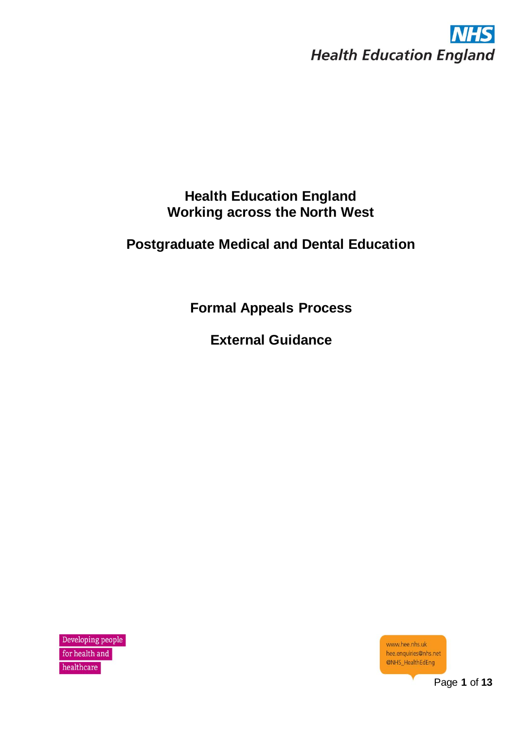NHS
Health Education England

# Health Education England
# Working across the North West

## Postgraduate Medical and Dental Education

## Formal Appeals Process

## External Guidance

Developing people for health and healthcare

www.hee.nhs.uk
hee.enquiries@nhs.net
@NHS_HealthEdEng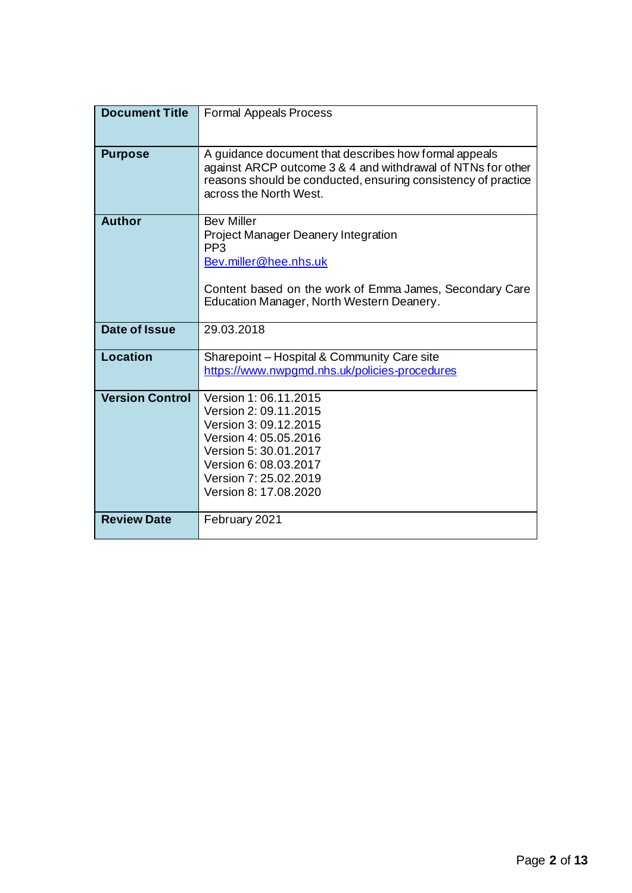| | |
|---|---|
| **Document Title** | Formal Appeals Process |
| **Purpose** | A guidance document that describes how formal appeals against ARCP outcome 3 & 4 and withdrawal of NTNs for other reasons should be conducted, ensuring consistency of practice across the North West. |
| **Author** | Bev Miller<br>Project Manager Deanery Integration<br>PP3<br>[Bev.miller@hee.nhs.uk](mailto:Bev.miller@hee.nhs.uk)<br><br>Content based on the work of Emma James, Secondary Care Education Manager, North Western Deanery. |
| **Date of Issue** | 29.03.2018 |
| **Location** | Sharepoint – Hospital & Community Care site<br>[https://www.nwpgmd.nhs.uk/policies-procedures](https://www.nwpgmd.nhs.uk/policies-procedures) |
| **Version Control** | Version 1: 06.11.2015<br>Version 2: 09.11.2015<br>Version 3: 09.12.2015<br>Version 4: 05.05.2016<br>Version 5: 30.01.2017<br>Version 6: 08.03.2017<br>Version 7: 25.02.2019<br>Version 8: 17.08.2020 |
| **Review Date** | February 2021 |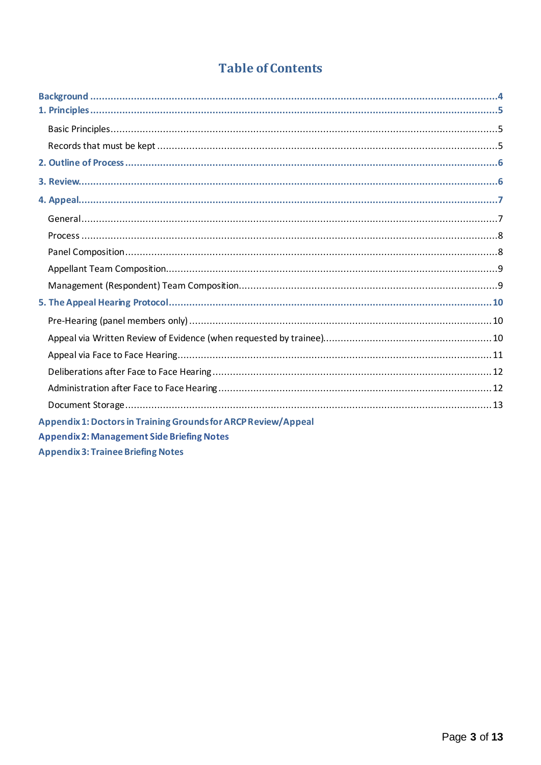# Table of Contents

**Background** ..... 4

**1. Principles** ..... 5

- Basic Principles ..... 5
- Records that must be kept ..... 5

**2. Outline of Process** ..... 6

**3. Review** ..... 6

**4. Appeal** ..... 7

- General ..... 7
- Process ..... 8
- Panel Composition ..... 8
- Appellant Team Composition ..... 9
- Management (Respondent) Team Composition ..... 9

**5. The Appeal Hearing Protocol** ..... 10

- Pre-Hearing (panel members only) ..... 10
- Appeal via Written Review of Evidence (when requested by trainee) ..... 10
- Appeal via Face to Face Hearing ..... 11
- Deliberations after Face to Face Hearing ..... 12
- Administration after Face to Face Hearing ..... 12
- Document Storage ..... 13

**Appendix 1: Doctors in Training Grounds for ARCP Review/Appeal**

**Appendix 2: Management Side Briefing Notes**

**Appendix 3: Trainee Briefing Notes**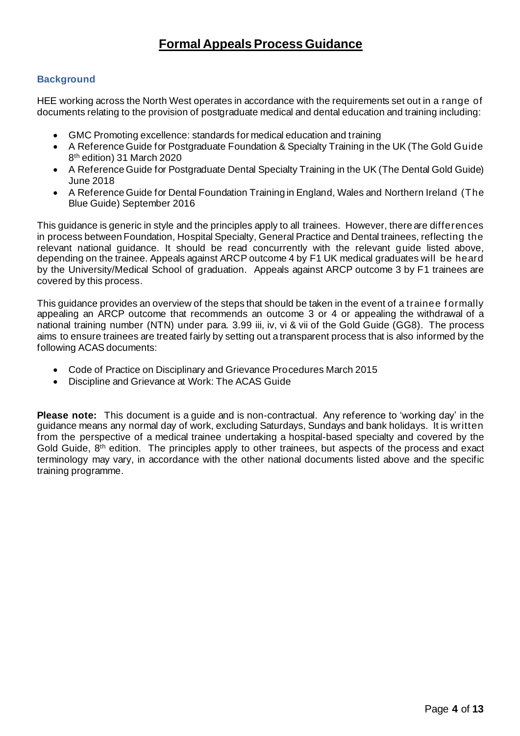# Formal Appeals Process Guidance

## Background

HEE working across the North West operates in accordance with the requirements set out in a range of documents relating to the provision of postgraduate medical and dental education and training including:

- GMC Promoting excellence: standards for medical education and training
- A Reference Guide for Postgraduate Foundation & Specialty Training in the UK (The Gold Guide 8th edition) 31 March 2020
- A Reference Guide for Postgraduate Dental Specialty Training in the UK (The Dental Gold Guide) June 2018
- A Reference Guide for Dental Foundation Training in England, Wales and Northern Ireland (The Blue Guide) September 2016

This guidance is generic in style and the principles apply to all trainees. However, there are differences in process between Foundation, Hospital Specialty, General Practice and Dental trainees, reflecting the relevant national guidance. It should be read concurrently with the relevant guide listed above, depending on the trainee. Appeals against ARCP outcome 4 by F1 UK medical graduates will be heard by the University/Medical School of graduation. Appeals against ARCP outcome 3 by F1 trainees are covered by this process.

This guidance provides an overview of the steps that should be taken in the event of a trainee formally appealing an ARCP outcome that recommends an outcome 3 or 4 or appealing the withdrawal of a national training number (NTN) under para. 3.99 iii, iv, vi & vii of the Gold Guide (GG8). The process aims to ensure trainees are treated fairly by setting out a transparent process that is also informed by the following ACAS documents:

- Code of Practice on Disciplinary and Grievance Procedures March 2015
- Discipline and Grievance at Work: The ACAS Guide

**Please note:** This document is a guide and is non-contractual. Any reference to 'working day' in the guidance means any normal day of work, excluding Saturdays, Sundays and bank holidays. It is written from the perspective of a medical trainee undertaking a hospital-based specialty and covered by the Gold Guide, 8th edition. The principles apply to other trainees, but aspects of the process and exact terminology may vary, in accordance with the other national documents listed above and the specific training programme.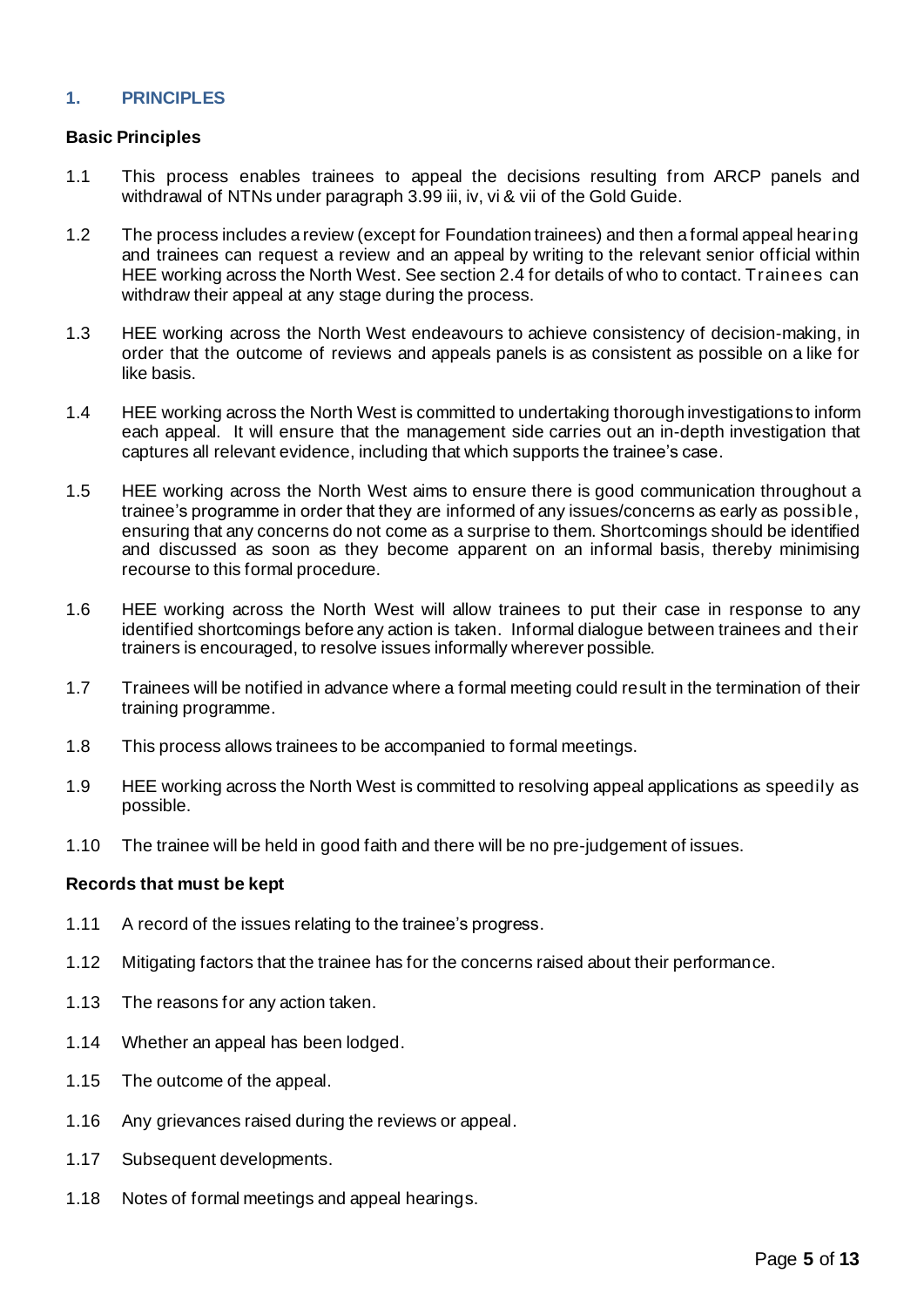## 1. PRINCIPLES

**Basic Principles**

1.1 This process enables trainees to appeal the decisions resulting from ARCP panels and withdrawal of NTNs under paragraph 3.99 iii, iv, vi & vii of the Gold Guide.

1.2 The process includes a review (except for Foundation trainees) and then a formal appeal hearing and trainees can request a review and an appeal by writing to the relevant senior official within HEE working across the North West. See section 2.4 for details of who to contact. Trainees can withdraw their appeal at any stage during the process.

1.3 HEE working across the North West endeavours to achieve consistency of decision-making, in order that the outcome of reviews and appeals panels is as consistent as possible on a like for like basis.

1.4 HEE working across the North West is committed to undertaking thorough investigations to inform each appeal. It will ensure that the management side carries out an in-depth investigation that captures all relevant evidence, including that which supports the trainee's case.

1.5 HEE working across the North West aims to ensure there is good communication throughout a trainee's programme in order that they are informed of any issues/concerns as early as possible, ensuring that any concerns do not come as a surprise to them. Shortcomings should be identified and discussed as soon as they become apparent on an informal basis, thereby minimising recourse to this formal procedure.

1.6 HEE working across the North West will allow trainees to put their case in response to any identified shortcomings before any action is taken. Informal dialogue between trainees and their trainers is encouraged, to resolve issues informally wherever possible.

1.7 Trainees will be notified in advance where a formal meeting could result in the termination of their training programme.

1.8 This process allows trainees to be accompanied to formal meetings.

1.9 HEE working across the North West is committed to resolving appeal applications as speedily as possible.

1.10 The trainee will be held in good faith and there will be no pre-judgement of issues.

**Records that must be kept**

1.11 A record of the issues relating to the trainee's progress.

1.12 Mitigating factors that the trainee has for the concerns raised about their performance.

1.13 The reasons for any action taken.

1.14 Whether an appeal has been lodged.

1.15 The outcome of the appeal.

1.16 Any grievances raised during the reviews or appeal.

1.17 Subsequent developments.

1.18 Notes of formal meetings and appeal hearings.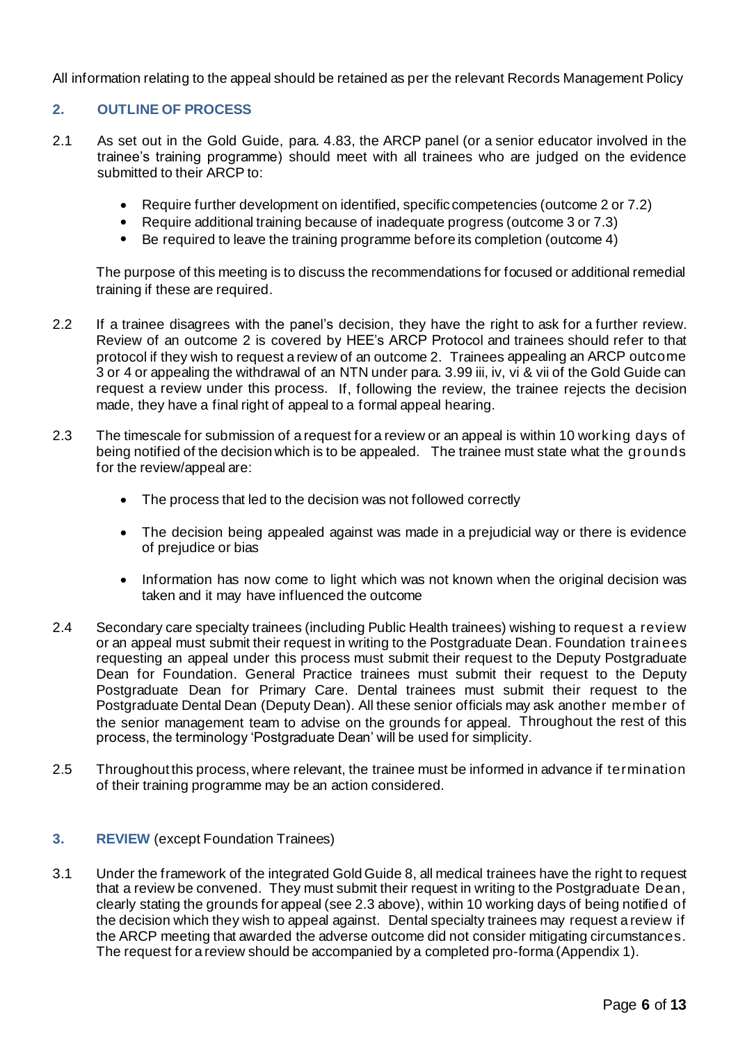All information relating to the appeal should be retained as per the relevant Records Management Policy

## 2. OUTLINE OF PROCESS

2.1 As set out in the Gold Guide, para. 4.83, the ARCP panel (or a senior educator involved in the trainee's training programme) should meet with all trainees who are judged on the evidence submitted to their ARCP to:

- Require further development on identified, specific competencies (outcome 2 or 7.2)
- Require additional training because of inadequate progress (outcome 3 or 7.3)
- Be required to leave the training programme before its completion (outcome 4)

The purpose of this meeting is to discuss the recommendations for focused or additional remedial training if these are required.

2.2 If a trainee disagrees with the panel's decision, they have the right to ask for a further review. Review of an outcome 2 is covered by HEE's ARCP Protocol and trainees should refer to that protocol if they wish to request a review of an outcome 2. Trainees appealing an ARCP outcome 3 or 4 or appealing the withdrawal of an NTN under para. 3.99 iii, iv, vi & vii of the Gold Guide can request a review under this process. If, following the review, the trainee rejects the decision made, they have a final right of appeal to a formal appeal hearing.

2.3 The timescale for submission of a request for a review or an appeal is within 10 working days of being notified of the decision which is to be appealed. The trainee must state what the grounds for the review/appeal are:

- The process that led to the decision was not followed correctly
- The decision being appealed against was made in a prejudicial way or there is evidence of prejudice or bias
- Information has now come to light which was not known when the original decision was taken and it may have influenced the outcome

2.4 Secondary care specialty trainees (including Public Health trainees) wishing to request a review or an appeal must submit their request in writing to the Postgraduate Dean. Foundation trainees requesting an appeal under this process must submit their request to the Deputy Postgraduate Dean for Foundation. General Practice trainees must submit their request to the Deputy Postgraduate Dean for Primary Care. Dental trainees must submit their request to the Postgraduate Dental Dean (Deputy Dean). All these senior officials may ask another member of the senior management team to advise on the grounds for appeal. Throughout the rest of this process, the terminology 'Postgraduate Dean' will be used for simplicity.

2.5 Throughout this process, where relevant, the trainee must be informed in advance if termination of their training programme may be an action considered.

## 3. REVIEW (except Foundation Trainees)

3.1 Under the framework of the integrated Gold Guide 8, all medical trainees have the right to request that a review be convened. They must submit their request in writing to the Postgraduate Dean, clearly stating the grounds for appeal (see 2.3 above), within 10 working days of being notified of the decision which they wish to appeal against. Dental specialty trainees may request a review if the ARCP meeting that awarded the adverse outcome did not consider mitigating circumstances. The request for a review should be accompanied by a completed pro-forma (Appendix 1).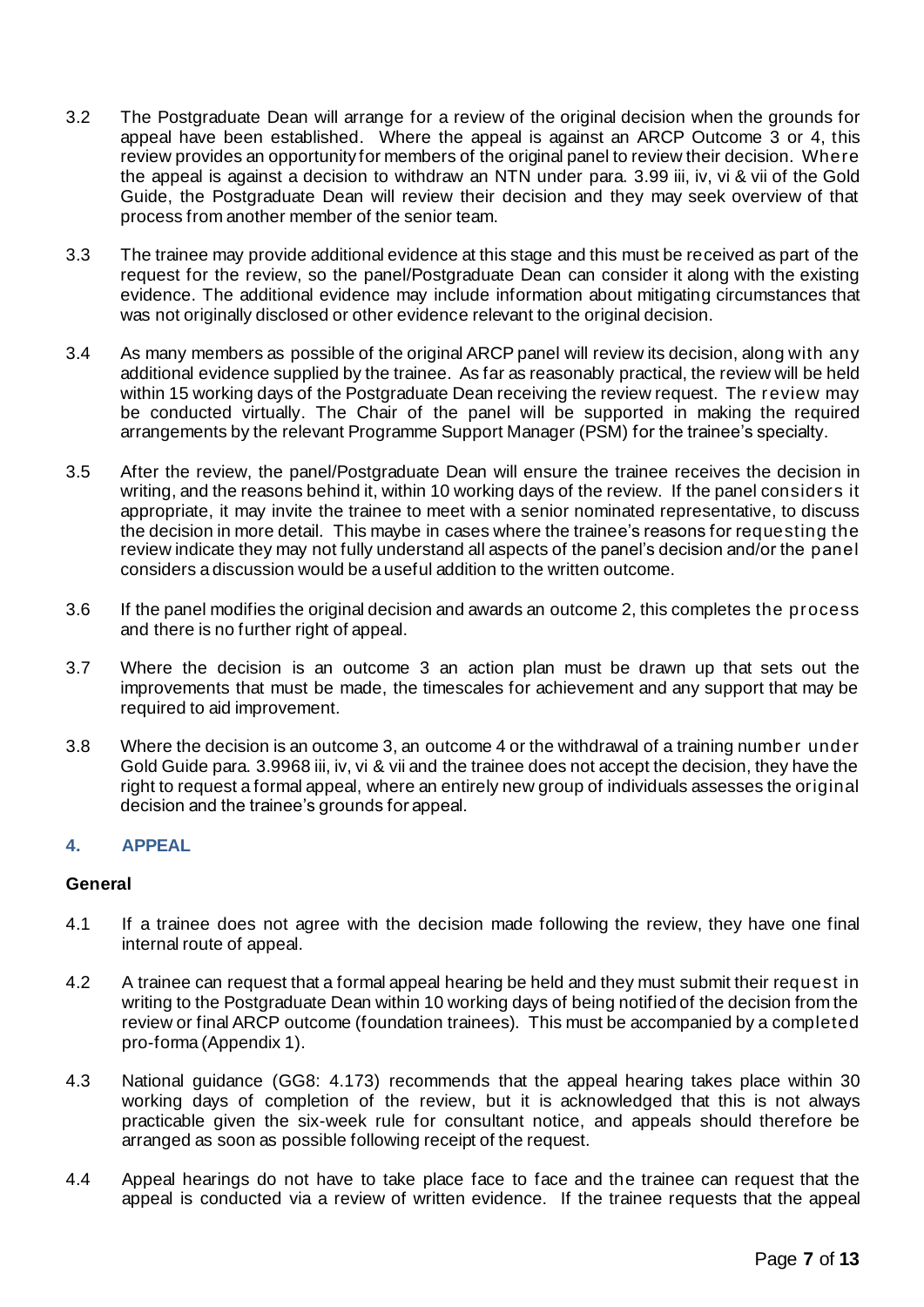3.2 The Postgraduate Dean will arrange for a review of the original decision when the grounds for appeal have been established. Where the appeal is against an ARCP Outcome 3 or 4, this review provides an opportunity for members of the original panel to review their decision. Where the appeal is against a decision to withdraw an NTN under para. 3.99 iii, iv, vi & vii of the Gold Guide, the Postgraduate Dean will review their decision and they may seek overview of that process from another member of the senior team.

3.3 The trainee may provide additional evidence at this stage and this must be received as part of the request for the review, so the panel/Postgraduate Dean can consider it along with the existing evidence. The additional evidence may include information about mitigating circumstances that was not originally disclosed or other evidence relevant to the original decision.

3.4 As many members as possible of the original ARCP panel will review its decision, along with any additional evidence supplied by the trainee. As far as reasonably practical, the review will be held within 15 working days of the Postgraduate Dean receiving the review request. The review may be conducted virtually. The Chair of the panel will be supported in making the required arrangements by the relevant Programme Support Manager (PSM) for the trainee's specialty.

3.5 After the review, the panel/Postgraduate Dean will ensure the trainee receives the decision in writing, and the reasons behind it, within 10 working days of the review. If the panel considers it appropriate, it may invite the trainee to meet with a senior nominated representative, to discuss the decision in more detail. This maybe in cases where the trainee's reasons for requesting the review indicate they may not fully understand all aspects of the panel's decision and/or the panel considers a discussion would be a useful addition to the written outcome.

3.6 If the panel modifies the original decision and awards an outcome 2, this completes the process and there is no further right of appeal.

3.7 Where the decision is an outcome 3 an action plan must be drawn up that sets out the improvements that must be made, the timescales for achievement and any support that may be required to aid improvement.

3.8 Where the decision is an outcome 3, an outcome 4 or the withdrawal of a training number under Gold Guide para. 3.9968 iii, iv, vi & vii and the trainee does not accept the decision, they have the right to request a formal appeal, where an entirely new group of individuals assesses the original decision and the trainee's grounds for appeal.

## 4. APPEAL

**General**

4.1 If a trainee does not agree with the decision made following the review, they have one final internal route of appeal.

4.2 A trainee can request that a formal appeal hearing be held and they must submit their request in writing to the Postgraduate Dean within 10 working days of being notified of the decision from the review or final ARCP outcome (foundation trainees). This must be accompanied by a completed pro-forma (Appendix 1).

4.3 National guidance (GG8: 4.173) recommends that the appeal hearing takes place within 30 working days of completion of the review, but it is acknowledged that this is not always practicable given the six-week rule for consultant notice, and appeals should therefore be arranged as soon as possible following receipt of the request.

4.4 Appeal hearings do not have to take place face to face and the trainee can request that the appeal is conducted via a review of written evidence. If the trainee requests that the appeal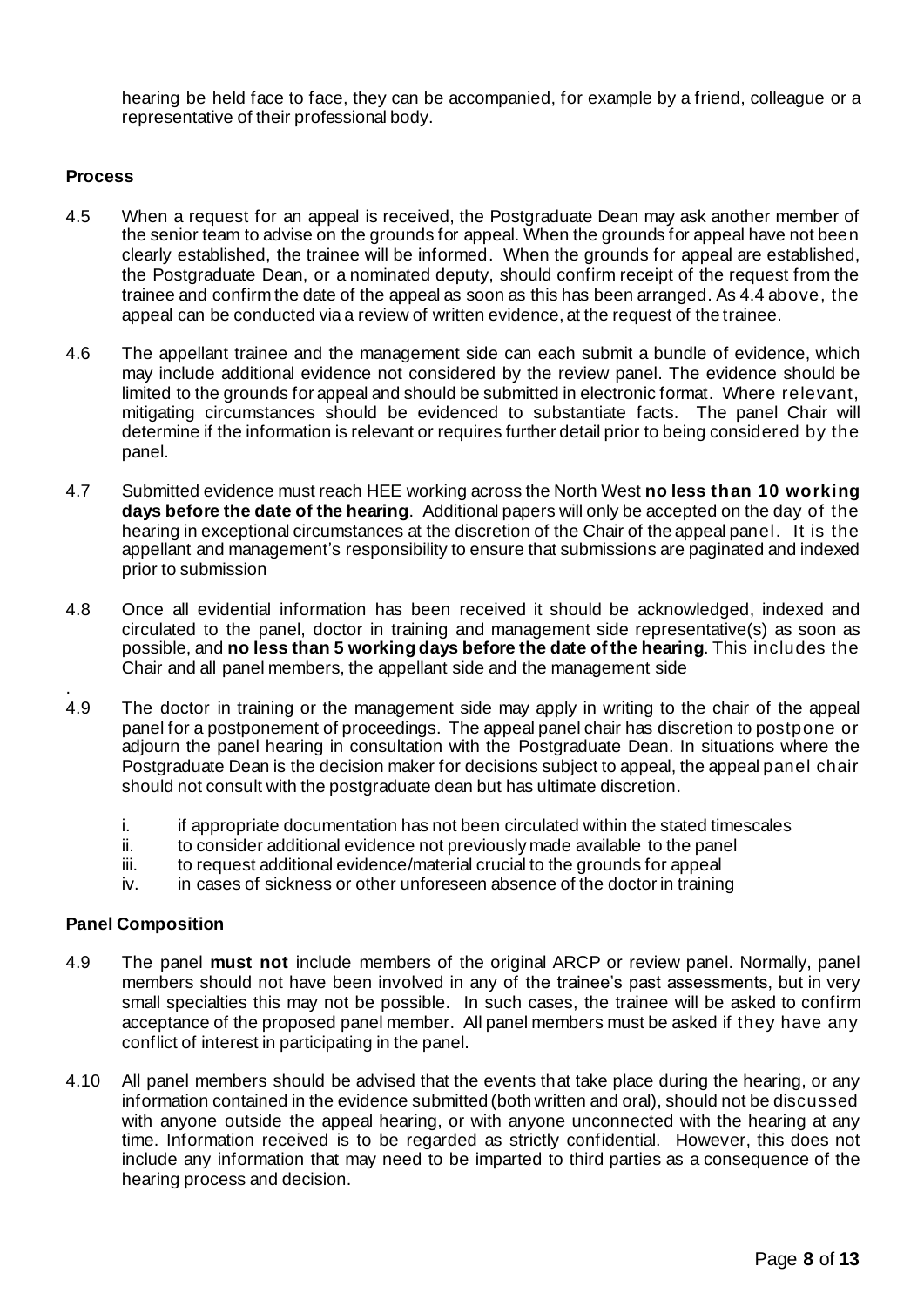hearing be held face to face, they can be accompanied, for example by a friend, colleague or a representative of their professional body.

**Process**

4.5 When a request for an appeal is received, the Postgraduate Dean may ask another member of the senior team to advise on the grounds for appeal. When the grounds for appeal have not been clearly established, the trainee will be informed. When the grounds for appeal are established, the Postgraduate Dean, or a nominated deputy, should confirm receipt of the request from the trainee and confirm the date of the appeal as soon as this has been arranged. As 4.4 above, the appeal can be conducted via a review of written evidence, at the request of the trainee.

4.6 The appellant trainee and the management side can each submit a bundle of evidence, which may include additional evidence not considered by the review panel. The evidence should be limited to the grounds for appeal and should be submitted in electronic format. Where relevant, mitigating circumstances should be evidenced to substantiate facts. The panel Chair will determine if the information is relevant or requires further detail prior to being considered by the panel.

4.7 Submitted evidence must reach HEE working across the North West **no less than 10 working days before the date of the hearing**. Additional papers will only be accepted on the day of the hearing in exceptional circumstances at the discretion of the Chair of the appeal panel. It is the appellant and management's responsibility to ensure that submissions are paginated and indexed prior to submission

4.8 Once all evidential information has been received it should be acknowledged, indexed and circulated to the panel, doctor in training and management side representative(s) as soon as possible, and **no less than 5 working days before the date of the hearing**. This includes the Chair and all panel members, the appellant side and the management side

.

4.9 The doctor in training or the management side may apply in writing to the chair of the appeal panel for a postponement of proceedings. The appeal panel chair has discretion to postpone or adjourn the panel hearing in consultation with the Postgraduate Dean. In situations where the Postgraduate Dean is the decision maker for decisions subject to appeal, the appeal panel chair should not consult with the postgraduate dean but has ultimate discretion.

   i. if appropriate documentation has not been circulated within the stated timescales
   ii. to consider additional evidence not previously made available to the panel
   iii. to request additional evidence/material crucial to the grounds for appeal
   iv. in cases of sickness or other unforeseen absence of the doctor in training

**Panel Composition**

4.9 The panel **must not** include members of the original ARCP or review panel. Normally, panel members should not have been involved in any of the trainee's past assessments, but in very small specialties this may not be possible. In such cases, the trainee will be asked to confirm acceptance of the proposed panel member. All panel members must be asked if they have any conflict of interest in participating in the panel.

4.10 All panel members should be advised that the events that take place during the hearing, or any information contained in the evidence submitted (both written and oral), should not be discussed with anyone outside the appeal hearing, or with anyone unconnected with the hearing at any time. Information received is to be regarded as strictly confidential. However, this does not include any information that may need to be imparted to third parties as a consequence of the hearing process and decision.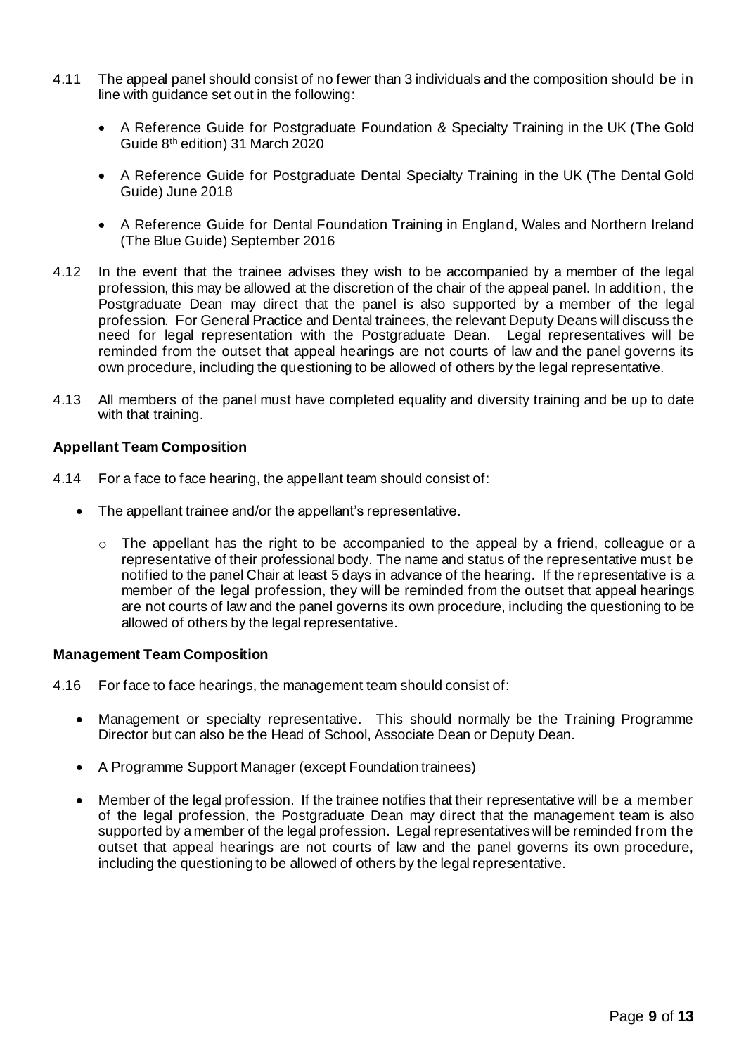4.11 The appeal panel should consist of no fewer than 3 individuals and the composition should be in line with guidance set out in the following:

- A Reference Guide for Postgraduate Foundation & Specialty Training in the UK (The Gold Guide 8th edition) 31 March 2020
- A Reference Guide for Postgraduate Dental Specialty Training in the UK (The Dental Gold Guide) June 2018
- A Reference Guide for Dental Foundation Training in England, Wales and Northern Ireland (The Blue Guide) September 2016

4.12 In the event that the trainee advises they wish to be accompanied by a member of the legal profession, this may be allowed at the discretion of the chair of the appeal panel. In addition, the Postgraduate Dean may direct that the panel is also supported by a member of the legal profession. For General Practice and Dental trainees, the relevant Deputy Deans will discuss the need for legal representation with the Postgraduate Dean. Legal representatives will be reminded from the outset that appeal hearings are not courts of law and the panel governs its own procedure, including the questioning to be allowed of others by the legal representative.

4.13 All members of the panel must have completed equality and diversity training and be up to date with that training.

**Appellant Team Composition**

4.14 For a face to face hearing, the appellant team should consist of:

- The appellant trainee and/or the appellant's representative.
  - The appellant has the right to be accompanied to the appeal by a friend, colleague or a representative of their professional body. The name and status of the representative must be notified to the panel Chair at least 5 days in advance of the hearing. If the representative is a member of the legal profession, they will be reminded from the outset that appeal hearings are not courts of law and the panel governs its own procedure, including the questioning to be allowed of others by the legal representative.

**Management Team Composition**

4.16 For face to face hearings, the management team should consist of:

- Management or specialty representative. This should normally be the Training Programme Director but can also be the Head of School, Associate Dean or Deputy Dean.
- A Programme Support Manager (except Foundation trainees)
- Member of the legal profession. If the trainee notifies that their representative will be a member of the legal profession, the Postgraduate Dean may direct that the management team is also supported by a member of the legal profession. Legal representatives will be reminded from the outset that appeal hearings are not courts of law and the panel governs its own procedure, including the questioning to be allowed of others by the legal representative.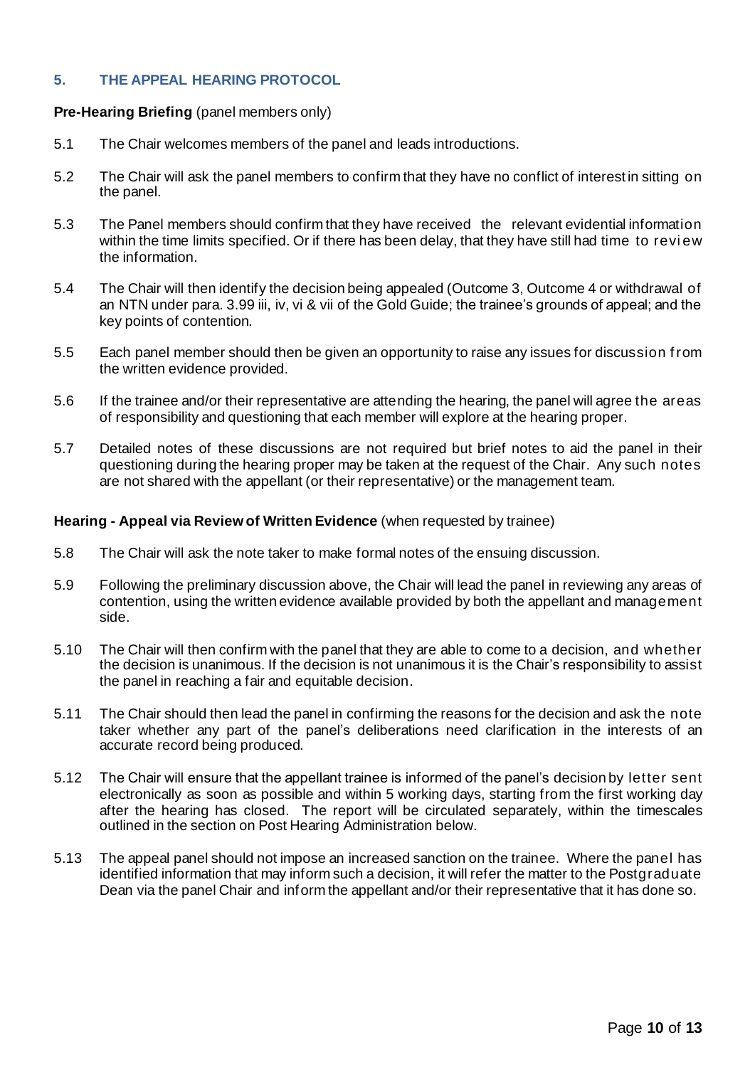## 5. THE APPEAL HEARING PROTOCOL

**Pre-Hearing Briefing** (panel members only)

5.1 The Chair welcomes members of the panel and leads introductions.

5.2 The Chair will ask the panel members to confirm that they have no conflict of interest in sitting on the panel.

5.3 The Panel members should confirm that they have received the relevant evidential information within the time limits specified. Or if there has been delay, that they have still had time to review the information.

5.4 The Chair will then identify the decision being appealed (Outcome 3, Outcome 4 or withdrawal of an NTN under para. 3.99 iii, iv, vi & vii of the Gold Guide; the trainee's grounds of appeal; and the key points of contention.

5.5 Each panel member should then be given an opportunity to raise any issues for discussion from the written evidence provided.

5.6 If the trainee and/or their representative are attending the hearing, the panel will agree the areas of responsibility and questioning that each member will explore at the hearing proper.

5.7 Detailed notes of these discussions are not required but brief notes to aid the panel in their questioning during the hearing proper may be taken at the request of the Chair. Any such notes are not shared with the appellant (or their representative) or the management team.

**Hearing - Appeal via Review of Written Evidence** (when requested by trainee)

5.8 The Chair will ask the note taker to make formal notes of the ensuing discussion.

5.9 Following the preliminary discussion above, the Chair will lead the panel in reviewing any areas of contention, using the written evidence available provided by both the appellant and management side.

5.10 The Chair will then confirm with the panel that they are able to come to a decision, and whether the decision is unanimous. If the decision is not unanimous it is the Chair's responsibility to assist the panel in reaching a fair and equitable decision.

5.11 The Chair should then lead the panel in confirming the reasons for the decision and ask the note taker whether any part of the panel's deliberations need clarification in the interests of an accurate record being produced.

5.12 The Chair will ensure that the appellant trainee is informed of the panel's decision by letter sent electronically as soon as possible and within 5 working days, starting from the first working day after the hearing has closed. The report will be circulated separately, within the timescales outlined in the section on Post Hearing Administration below.

5.13 The appeal panel should not impose an increased sanction on the trainee. Where the panel has identified information that may inform such a decision, it will refer the matter to the Postgraduate Dean via the panel Chair and inform the appellant and/or their representative that it has done so.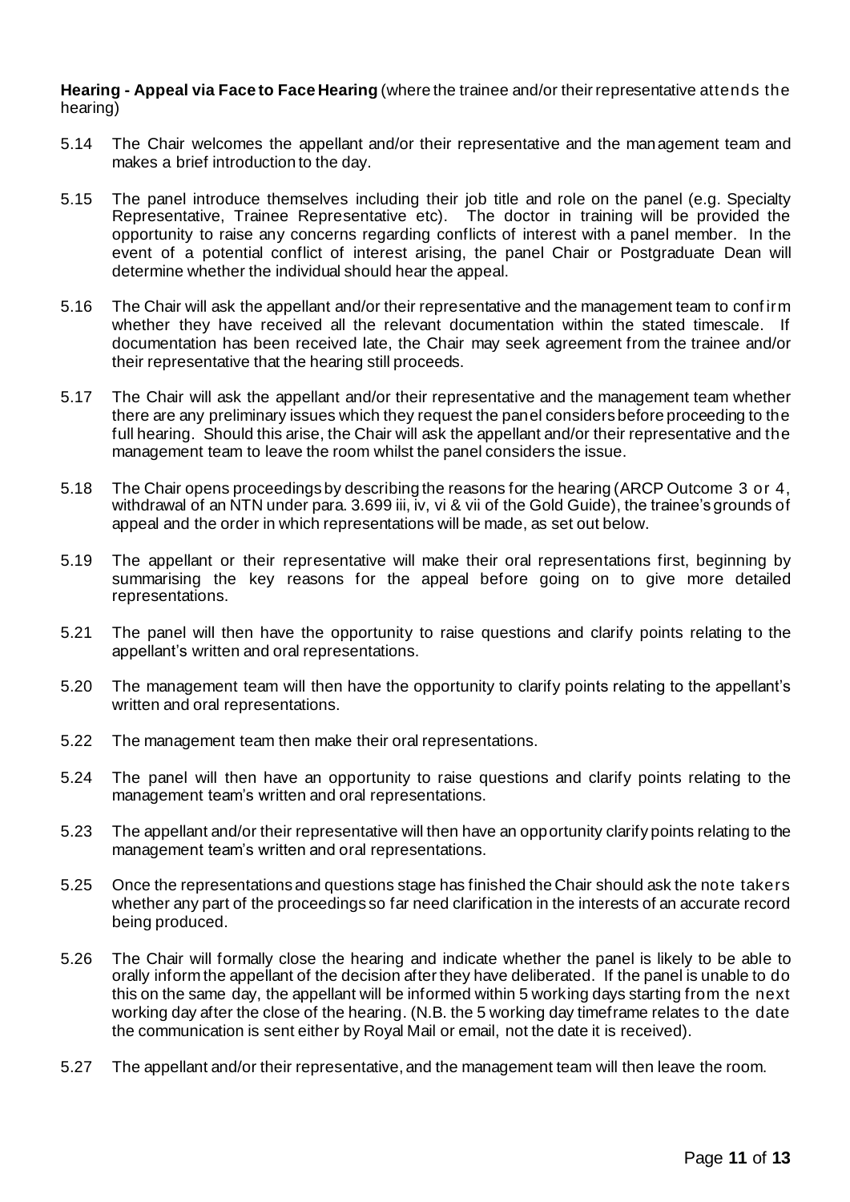**Hearing - Appeal via Face to Face Hearing** (where the trainee and/or their representative attends the hearing)

5.14 The Chair welcomes the appellant and/or their representative and the management team and makes a brief introduction to the day.

5.15 The panel introduce themselves including their job title and role on the panel (e.g. Specialty Representative, Trainee Representative etc). The doctor in training will be provided the opportunity to raise any concerns regarding conflicts of interest with a panel member. In the event of a potential conflict of interest arising, the panel Chair or Postgraduate Dean will determine whether the individual should hear the appeal.

5.16 The Chair will ask the appellant and/or their representative and the management team to confirm whether they have received all the relevant documentation within the stated timescale. If documentation has been received late, the Chair may seek agreement from the trainee and/or their representative that the hearing still proceeds.

5.17 The Chair will ask the appellant and/or their representative and the management team whether there are any preliminary issues which they request the panel considers before proceeding to the full hearing. Should this arise, the Chair will ask the appellant and/or their representative and the management team to leave the room whilst the panel considers the issue.

5.18 The Chair opens proceedings by describing the reasons for the hearing (ARCP Outcome 3 or 4, withdrawal of an NTN under para. 3.699 iii, iv, vi & vii of the Gold Guide), the trainee's grounds of appeal and the order in which representations will be made, as set out below.

5.19 The appellant or their representative will make their oral representations first, beginning by summarising the key reasons for the appeal before going on to give more detailed representations.

5.21 The panel will then have the opportunity to raise questions and clarify points relating to the appellant's written and oral representations.

5.20 The management team will then have the opportunity to clarify points relating to the appellant's written and oral representations.

5.22 The management team then make their oral representations.

5.24 The panel will then have an opportunity to raise questions and clarify points relating to the management team's written and oral representations.

5.23 The appellant and/or their representative will then have an opportunity clarify points relating to the management team's written and oral representations.

5.25 Once the representations and questions stage has finished the Chair should ask the note takers whether any part of the proceedings so far need clarification in the interests of an accurate record being produced.

5.26 The Chair will formally close the hearing and indicate whether the panel is likely to be able to orally inform the appellant of the decision after they have deliberated. If the panel is unable to do this on the same day, the appellant will be informed within 5 working days starting from the next working day after the close of the hearing. (N.B. the 5 working day timeframe relates to the date the communication is sent either by Royal Mail or email, not the date it is received).

5.27 The appellant and/or their representative, and the management team will then leave the room.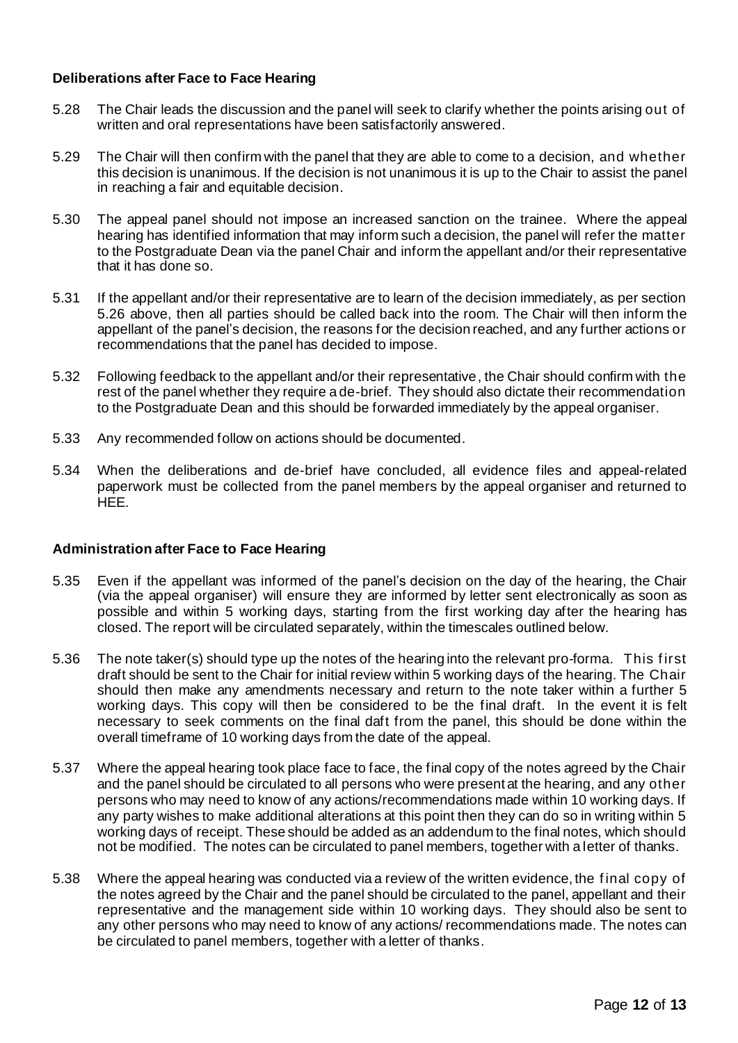### Deliberations after Face to Face Hearing

5.28 The Chair leads the discussion and the panel will seek to clarify whether the points arising out of written and oral representations have been satisfactorily answered.

5.29 The Chair will then confirm with the panel that they are able to come to a decision, and whether this decision is unanimous. If the decision is not unanimous it is up to the Chair to assist the panel in reaching a fair and equitable decision.

5.30 The appeal panel should not impose an increased sanction on the trainee. Where the appeal hearing has identified information that may inform such a decision, the panel will refer the matter to the Postgraduate Dean via the panel Chair and inform the appellant and/or their representative that it has done so.

5.31 If the appellant and/or their representative are to learn of the decision immediately, as per section 5.26 above, then all parties should be called back into the room. The Chair will then inform the appellant of the panel's decision, the reasons for the decision reached, and any further actions or recommendations that the panel has decided to impose.

5.32 Following feedback to the appellant and/or their representative, the Chair should confirm with the rest of the panel whether they require a de-brief. They should also dictate their recommendation to the Postgraduate Dean and this should be forwarded immediately by the appeal organiser.

5.33 Any recommended follow on actions should be documented.

5.34 When the deliberations and de-brief have concluded, all evidence files and appeal-related paperwork must be collected from the panel members by the appeal organiser and returned to HEE.

### Administration after Face to Face Hearing

5.35 Even if the appellant was informed of the panel's decision on the day of the hearing, the Chair (via the appeal organiser) will ensure they are informed by letter sent electronically as soon as possible and within 5 working days, starting from the first working day after the hearing has closed. The report will be circulated separately, within the timescales outlined below.

5.36 The note taker(s) should type up the notes of the hearing into the relevant pro-forma. This first draft should be sent to the Chair for initial review within 5 working days of the hearing. The Chair should then make any amendments necessary and return to the note taker within a further 5 working days. This copy will then be considered to be the final draft. In the event it is felt necessary to seek comments on the final daft from the panel, this should be done within the overall timeframe of 10 working days from the date of the appeal.

5.37 Where the appeal hearing took place face to face, the final copy of the notes agreed by the Chair and the panel should be circulated to all persons who were present at the hearing, and any other persons who may need to know of any actions/recommendations made within 10 working days. If any party wishes to make additional alterations at this point then they can do so in writing within 5 working days of receipt. These should be added as an addendum to the final notes, which should not be modified. The notes can be circulated to panel members, together with a letter of thanks.

5.38 Where the appeal hearing was conducted via a review of the written evidence, the final copy of the notes agreed by the Chair and the panel should be circulated to the panel, appellant and their representative and the management side within 10 working days. They should also be sent to any other persons who may need to know of any actions/ recommendations made. The notes can be circulated to panel members, together with a letter of thanks.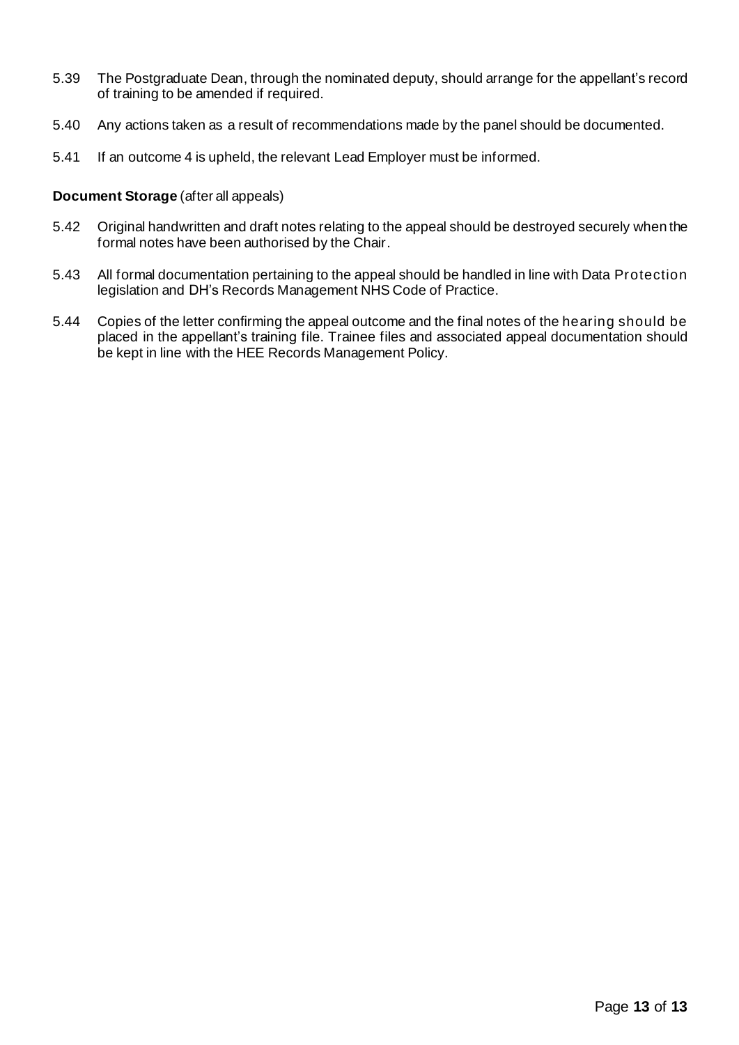5.39 The Postgraduate Dean, through the nominated deputy, should arrange for the appellant's record of training to be amended if required.

5.40 Any actions taken as a result of recommendations made by the panel should be documented.

5.41 If an outcome 4 is upheld, the relevant Lead Employer must be informed.

**Document Storage** (after all appeals)

5.42 Original handwritten and draft notes relating to the appeal should be destroyed securely when the formal notes have been authorised by the Chair.

5.43 All formal documentation pertaining to the appeal should be handled in line with Data Protection legislation and DH's Records Management NHS Code of Practice.

5.44 Copies of the letter confirming the appeal outcome and the final notes of the hearing should be placed in the appellant's training file. Trainee files and associated appeal documentation should be kept in line with the HEE Records Management Policy.